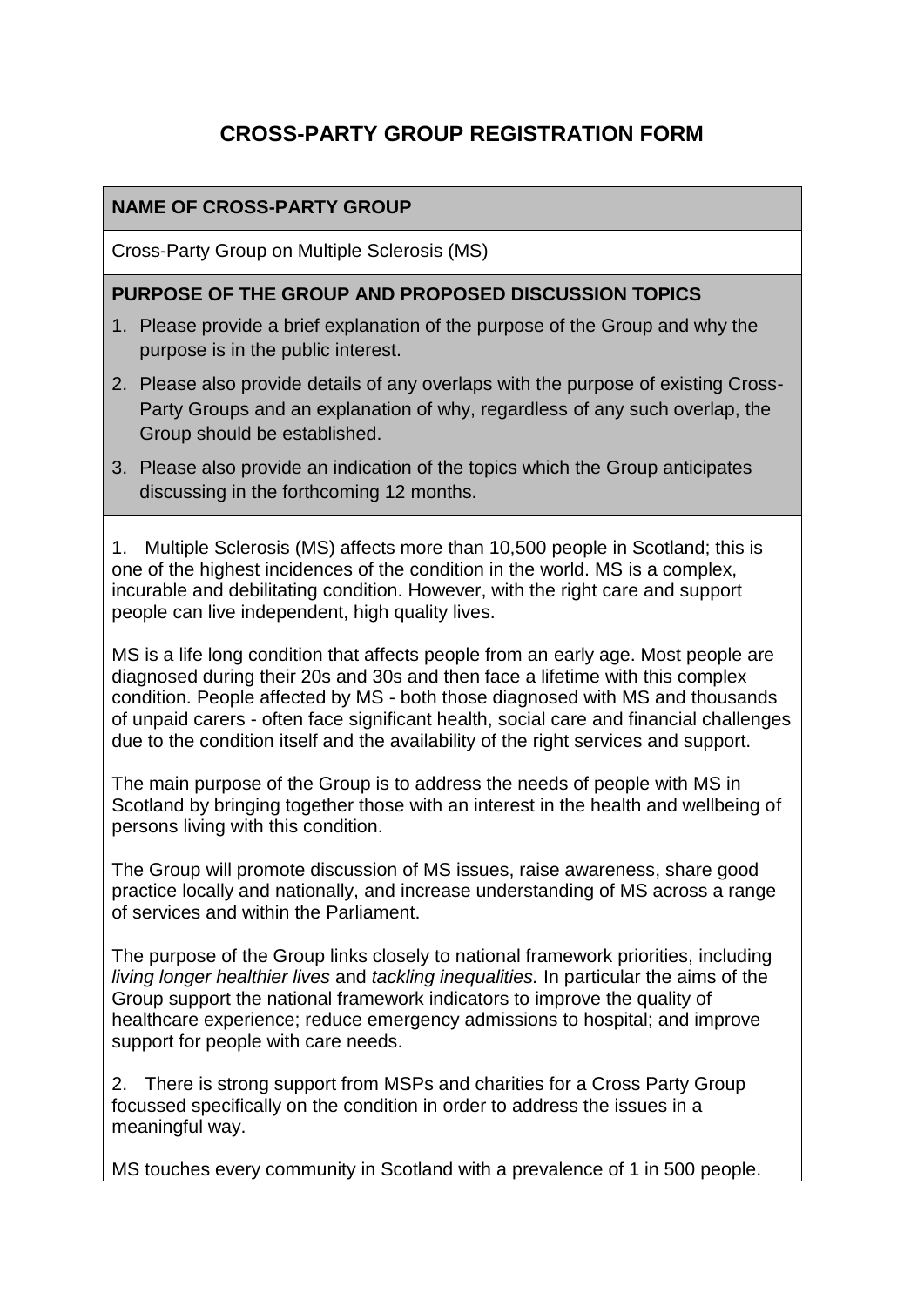# CROSS-PARTY GROUP REGISTRATION FORM

**NAME OF CROSS-PARTY GROUP**

Cross-Party Group on Multiple Sclerosis (MS)

**PURPOSE OF THE GROUP AND PROPOSED DISCUSSION TOPICS**

1. Please provide a brief explanation of the purpose of the Group and why the purpose is in the public interest.
2. Please also provide details of any overlaps with the purpose of existing Cross-Party Groups and an explanation of why, regardless of any such overlap, the Group should be established.
3. Please also provide an indication of the topics which the Group anticipates discussing in the forthcoming 12 months.

1. Multiple Sclerosis (MS) affects more than 10,500 people in Scotland; this is one of the highest incidences of the condition in the world. MS is a complex, incurable and debilitating condition. However, with the right care and support people can live independent, high quality lives.

MS is a life long condition that affects people from an early age. Most people are diagnosed during their 20s and 30s and then face a lifetime with this complex condition. People affected by MS - both those diagnosed with MS and thousands of unpaid carers - often face significant health, social care and financial challenges due to the condition itself and the availability of the right services and support.

The main purpose of the Group is to address the needs of people with MS in Scotland by bringing together those with an interest in the health and wellbeing of persons living with this condition.

The Group will promote discussion of MS issues, raise awareness, share good practice locally and nationally, and increase understanding of MS across a range of services and within the Parliament.

The purpose of the Group links closely to national framework priorities, including *living longer healthier lives* and *tackling inequalities.* In particular the aims of the Group support the national framework indicators to improve the quality of healthcare experience; reduce emergency admissions to hospital; and improve support for people with care needs.

2. There is strong support from MSPs and charities for a Cross Party Group focussed specifically on the condition in order to address the issues in a meaningful way.

MS touches every community in Scotland with a prevalence of 1 in 500 people.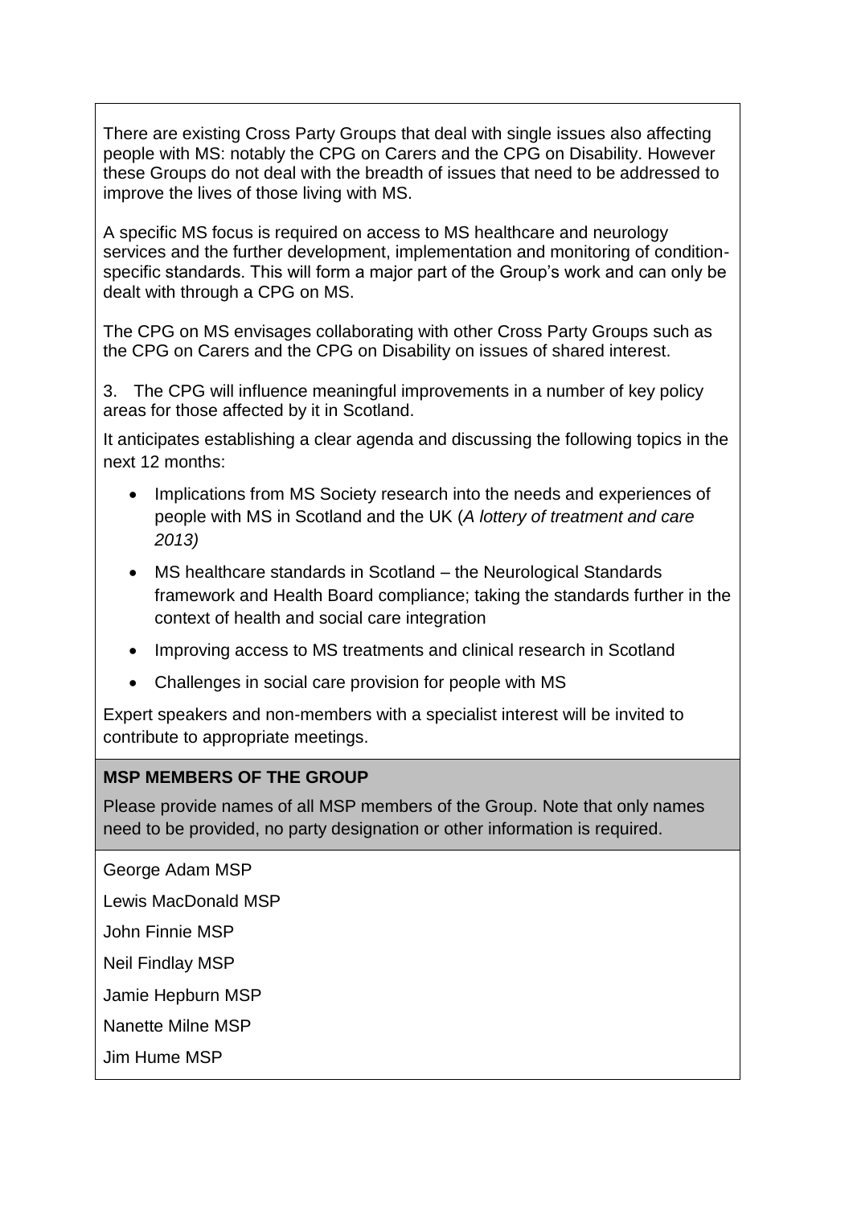There are existing Cross Party Groups that deal with single issues also affecting people with MS: notably the CPG on Carers and the CPG on Disability. However these Groups do not deal with the breadth of issues that need to be addressed to improve the lives of those living with MS.

A specific MS focus is required on access to MS healthcare and neurology services and the further development, implementation and monitoring of condition-specific standards. This will form a major part of the Group's work and can only be dealt with through a CPG on MS.

The CPG on MS envisages collaborating with other Cross Party Groups such as the CPG on Carers and the CPG on Disability on issues of shared interest.

3. The CPG will influence meaningful improvements in a number of key policy areas for those affected by it in Scotland.

It anticipates establishing a clear agenda and discussing the following topics in the next 12 months:

- Implications from MS Society research into the needs and experiences of people with MS in Scotland and the UK (*A lottery of treatment and care 2013)*
- MS healthcare standards in Scotland – the Neurological Standards framework and Health Board compliance; taking the standards further in the context of health and social care integration
- Improving access to MS treatments and clinical research in Scotland
- Challenges in social care provision for people with MS

Expert speakers and non-members with a specialist interest will be invited to contribute to appropriate meetings.

**MSP MEMBERS OF THE GROUP**

Please provide names of all MSP members of the Group. Note that only names need to be provided, no party designation or other information is required.

George Adam MSP

Lewis MacDonald MSP

John Finnie MSP

Neil Findlay MSP

Jamie Hepburn MSP

Nanette Milne MSP

Jim Hume MSP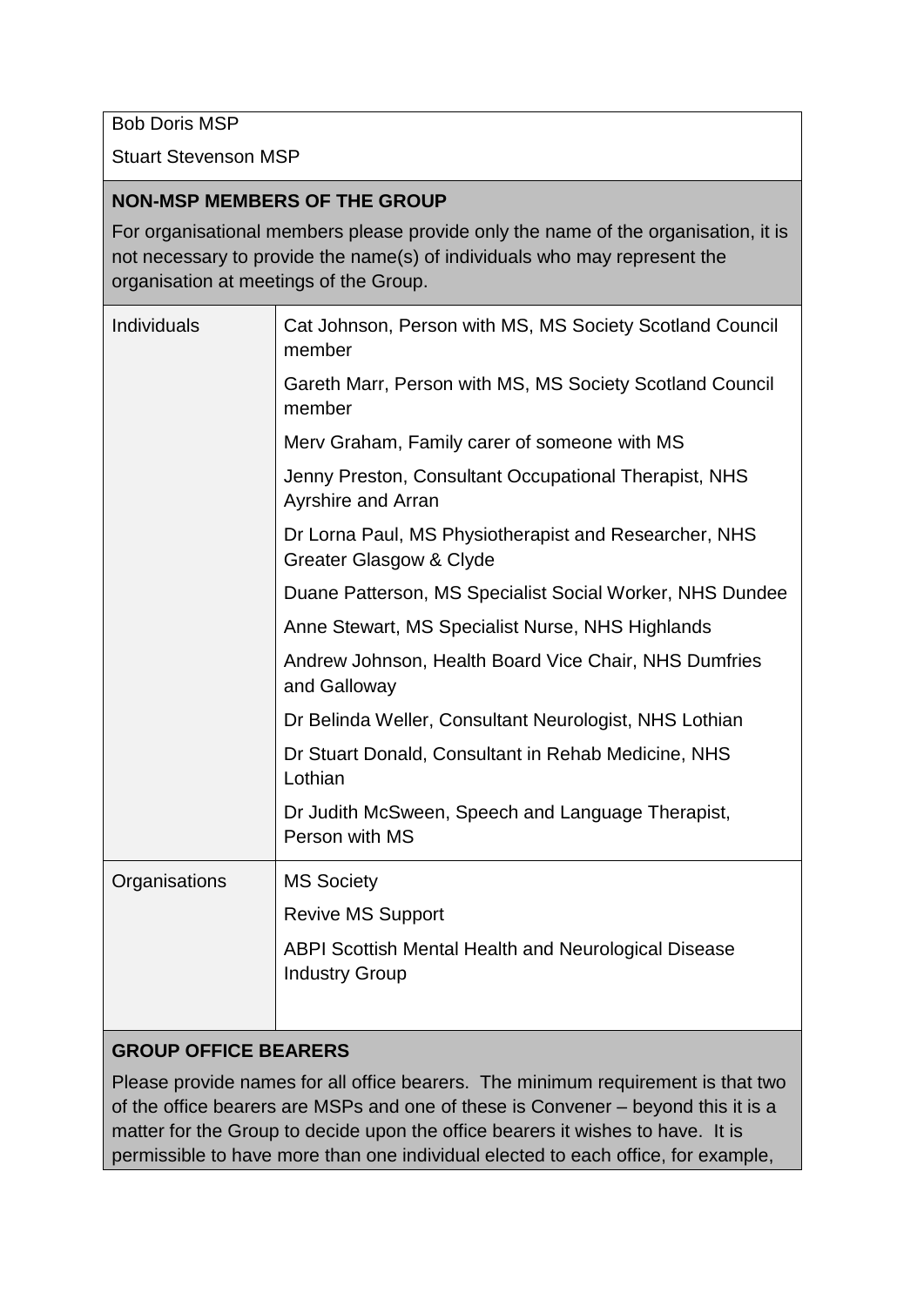Bob Doris MSP

Stuart Stevenson MSP

**NON-MSP MEMBERS OF THE GROUP**

For organisational members please provide only the name of the organisation, it is not necessary to provide the name(s) of individuals who may represent the organisation at meetings of the Group.

| | |
|---|---|
| Individuals | Cat Johnson, Person with MS, MS Society Scotland Council member<br>Gareth Marr, Person with MS, MS Society Scotland Council member<br>Merv Graham, Family carer of someone with MS<br>Jenny Preston, Consultant Occupational Therapist, NHS Ayrshire and Arran<br>Dr Lorna Paul, MS Physiotherapist and Researcher, NHS Greater Glasgow & Clyde<br>Duane Patterson, MS Specialist Social Worker, NHS Dundee<br>Anne Stewart, MS Specialist Nurse, NHS Highlands<br>Andrew Johnson, Health Board Vice Chair, NHS Dumfries and Galloway<br>Dr Belinda Weller, Consultant Neurologist, NHS Lothian<br>Dr Stuart Donald, Consultant in Rehab Medicine, NHS Lothian<br>Dr Judith McSween, Speech and Language Therapist, Person with MS |
| Organisations | MS Society<br>Revive MS Support<br>ABPI Scottish Mental Health and Neurological Disease Industry Group |

**GROUP OFFICE BEARERS**

Please provide names for all office bearers. The minimum requirement is that two of the office bearers are MSPs and one of these is Convener – beyond this it is a matter for the Group to decide upon the office bearers it wishes to have. It is permissible to have more than one individual elected to each office, for example,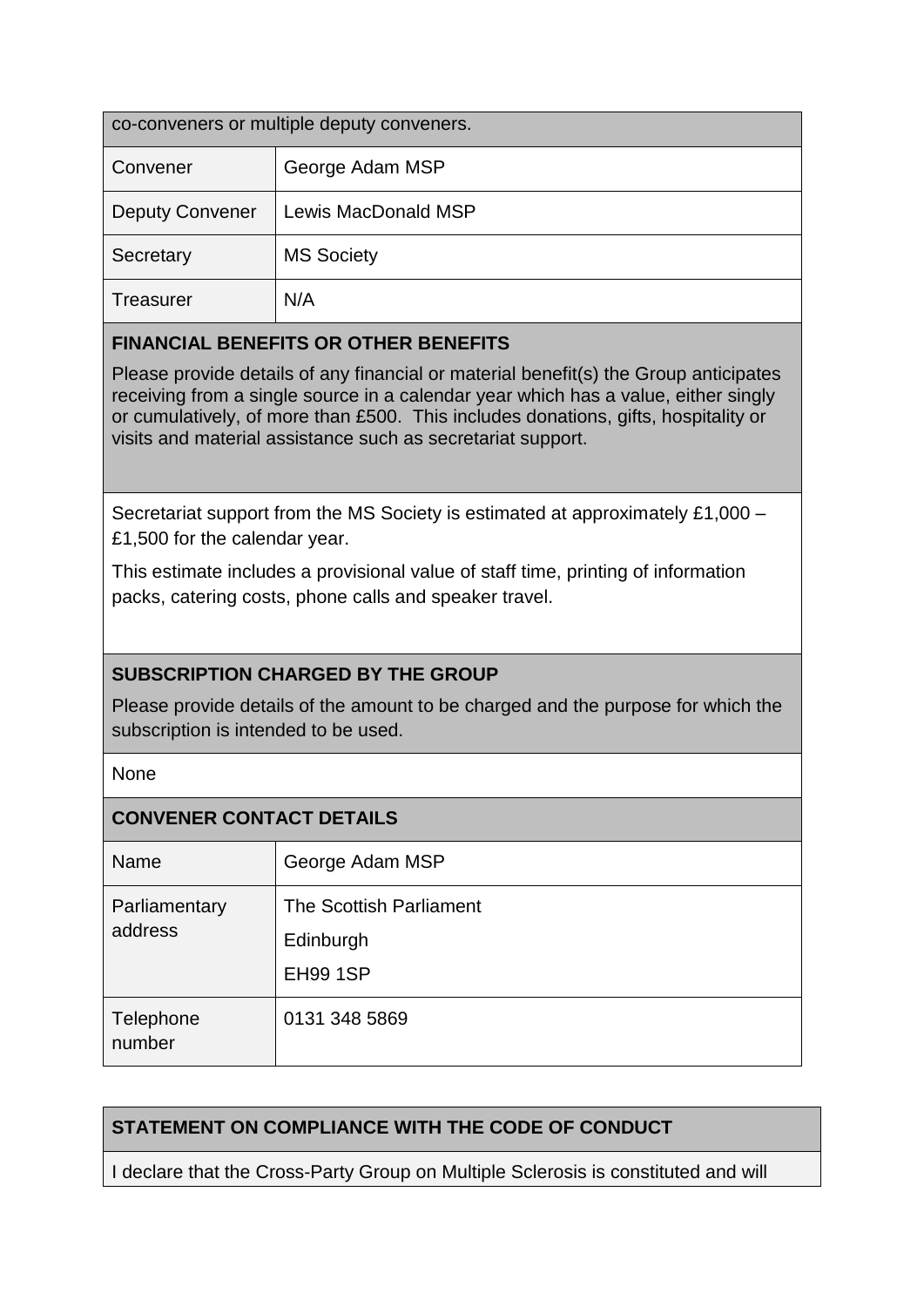co-conveners or multiple deputy conveners.

| Convener | George Adam MSP |
| --- | --- |
| Deputy Convener | Lewis MacDonald MSP |
| Secretary | MS Society |
| Treasurer | N/A |

**FINANCIAL BENEFITS OR OTHER BENEFITS**

Please provide details of any financial or material benefit(s) the Group anticipates receiving from a single source in a calendar year which has a value, either singly or cumulatively, of more than £500. This includes donations, gifts, hospitality or visits and material assistance such as secretariat support.

Secretariat support from the MS Society is estimated at approximately £1,000 – £1,500 for the calendar year.

This estimate includes a provisional value of staff time, printing of information packs, catering costs, phone calls and speaker travel.

**SUBSCRIPTION CHARGED BY THE GROUP**

Please provide details of the amount to be charged and the purpose for which the subscription is intended to be used.

None

**CONVENER CONTACT DETAILS**

| Name | George Adam MSP |
| --- | --- |
| Parliamentary address | The Scottish Parliament<br>Edinburgh<br>EH99 1SP |
| Telephone number | 0131 348 5869 |

**STATEMENT ON COMPLIANCE WITH THE CODE OF CONDUCT**

I declare that the Cross-Party Group on Multiple Sclerosis is constituted and will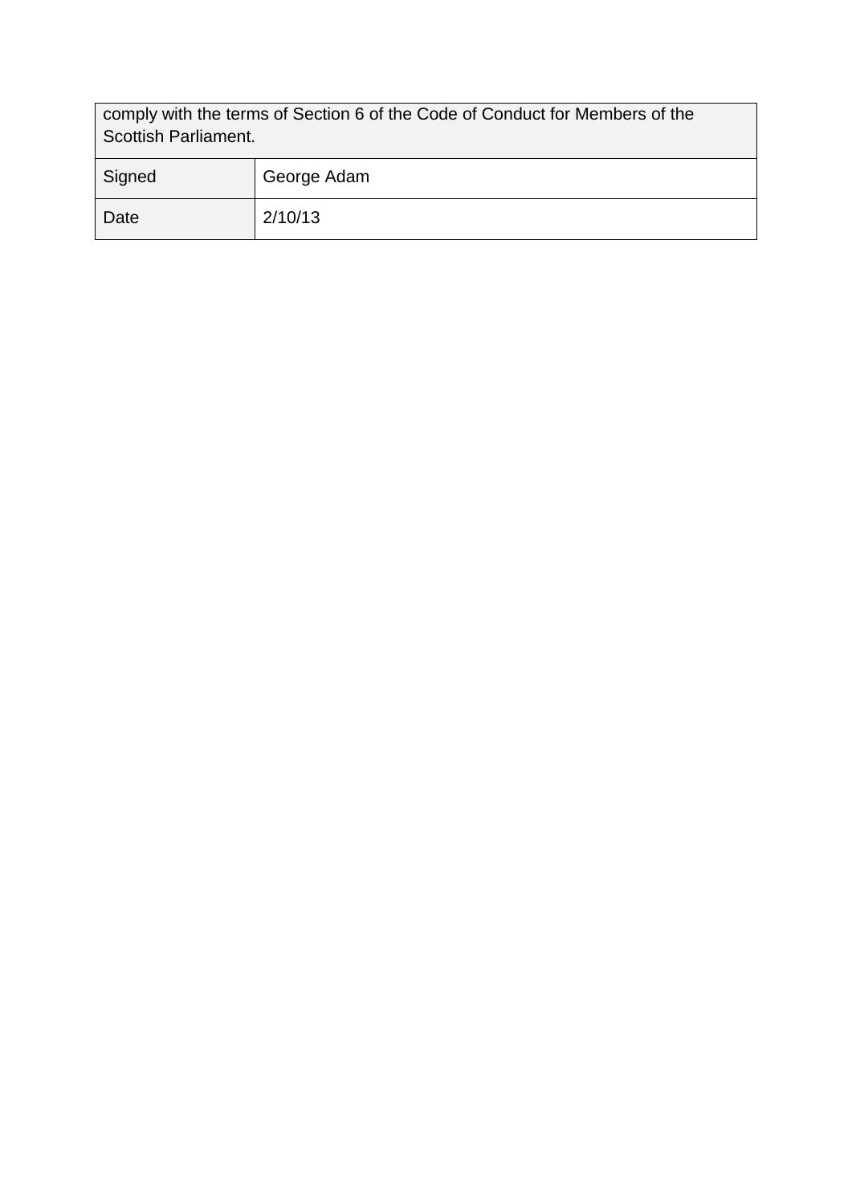| | |
|---|---|
| comply with the terms of Section 6 of the Code of Conduct for Members of the Scottish Parliament. | |
| Signed | George Adam |
| Date | 2/10/13 |